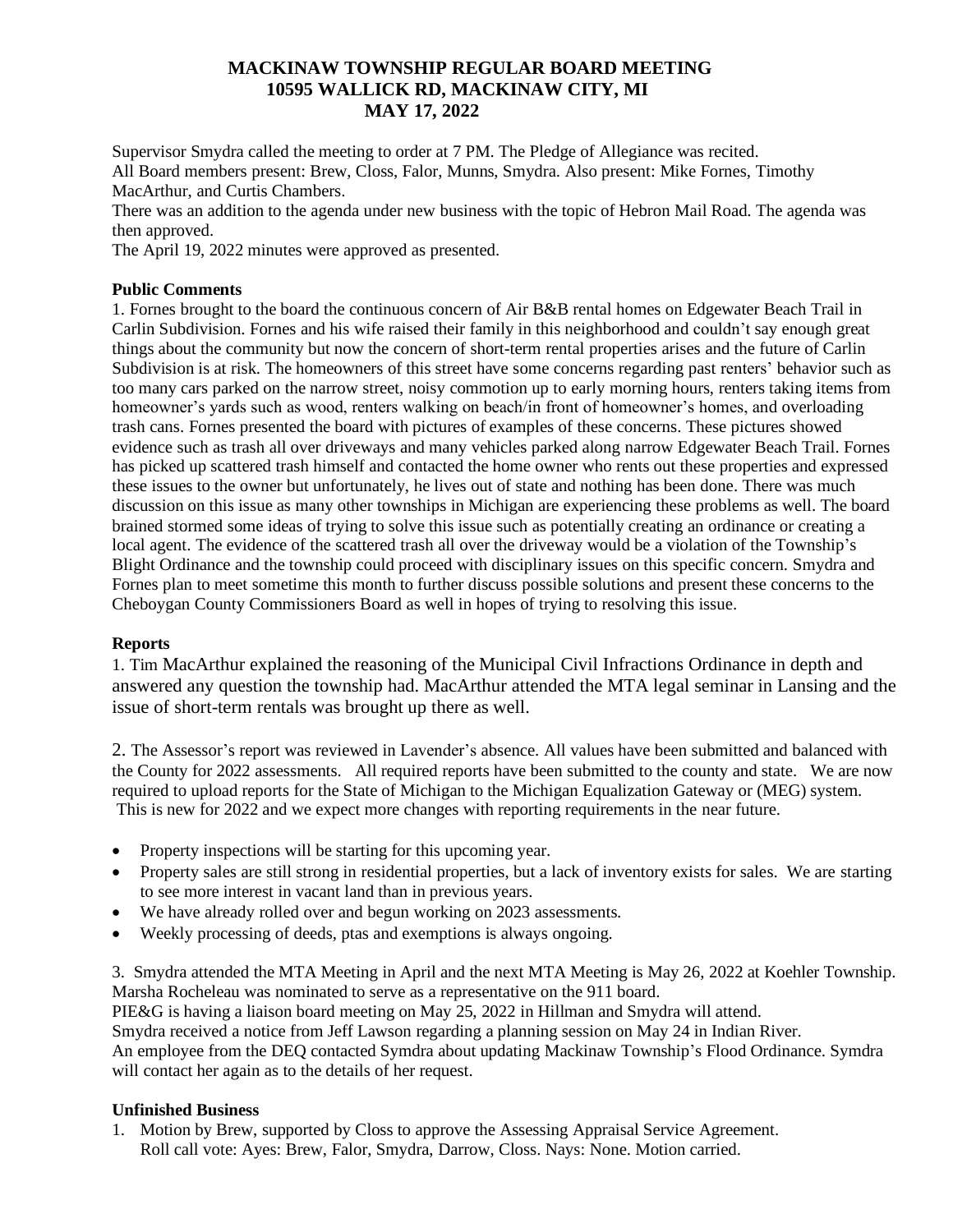# MACKINAW TOWNSHIP REGULAR BOARD MEETING
## 10595 WALLICK RD, MACKINAW CITY, MI
## MAY 17, 2022

Supervisor Smydra called the meeting to order at 7 PM. The Pledge of Allegiance was recited.
All Board members present: Brew, Closs, Falor, Munns, Smydra. Also present: Mike Fornes, Timothy MacArthur, and Curtis Chambers.
There was an addition to the agenda under new business with the topic of Hebron Mail Road. The agenda was then approved.
The April 19, 2022 minutes were approved as presented.

**Public Comments**

1. Fornes brought to the board the continuous concern of Air B&B rental homes on Edgewater Beach Trail in Carlin Subdivision. Fornes and his wife raised their family in this neighborhood and couldn't say enough great things about the community but now the concern of short-term rental properties arises and the future of Carlin Subdivision is at risk. The homeowners of this street have some concerns regarding past renters' behavior such as too many cars parked on the narrow street, noisy commotion up to early morning hours, renters taking items from homeowner's yards such as wood, renters walking on beach/in front of homeowner's homes, and overloading trash cans. Fornes presented the board with pictures of examples of these concerns. These pictures showed evidence such as trash all over driveways and many vehicles parked along narrow Edgewater Beach Trail. Fornes has picked up scattered trash himself and contacted the home owner who rents out these properties and expressed these issues to the owner but unfortunately, he lives out of state and nothing has been done. There was much discussion on this issue as many other townships in Michigan are experiencing these problems as well. The board brained stormed some ideas of trying to solve this issue such as potentially creating an ordinance or creating a local agent. The evidence of the scattered trash all over the driveway would be a violation of the Township's Blight Ordinance and the township could proceed with disciplinary issues on this specific concern. Smydra and Fornes plan to meet sometime this month to further discuss possible solutions and present these concerns to the Cheboygan County Commissioners Board as well in hopes of trying to resolving this issue.

**Reports**

1. Tim MacArthur explained the reasoning of the Municipal Civil Infractions Ordinance in depth and answered any question the township had. MacArthur attended the MTA legal seminar in Lansing and the issue of short-term rentals was brought up there as well.

2. The Assessor's report was reviewed in Lavender's absence. All values have been submitted and balanced with the County for 2022 assessments. All required reports have been submitted to the county and state. We are now required to upload reports for the State of Michigan to the Michigan Equalization Gateway or (MEG) system. This is new for 2022 and we expect more changes with reporting requirements in the near future.

- Property inspections will be starting for this upcoming year.
- Property sales are still strong in residential properties, but a lack of inventory exists for sales. We are starting to see more interest in vacant land than in previous years.
- We have already rolled over and begun working on 2023 assessments.
- Weekly processing of deeds, ptas and exemptions is always ongoing.

3. Smydra attended the MTA Meeting in April and the next MTA Meeting is May 26, 2022 at Koehler Township. Marsha Rocheleau was nominated to serve as a representative on the 911 board.
PIE&G is having a liaison board meeting on May 25, 2022 in Hillman and Smydra will attend.
Smydra received a notice from Jeff Lawson regarding a planning session on May 24 in Indian River.
An employee from the DEQ contacted Symdra about updating Mackinaw Township's Flood Ordinance. Symdra will contact her again as to the details of her request.

**Unfinished Business**

1. Motion by Brew, supported by Closs to approve the Assessing Appraisal Service Agreement.
   Roll call vote: Ayes: Brew, Falor, Smydra, Darrow, Closs. Nays: None. Motion carried.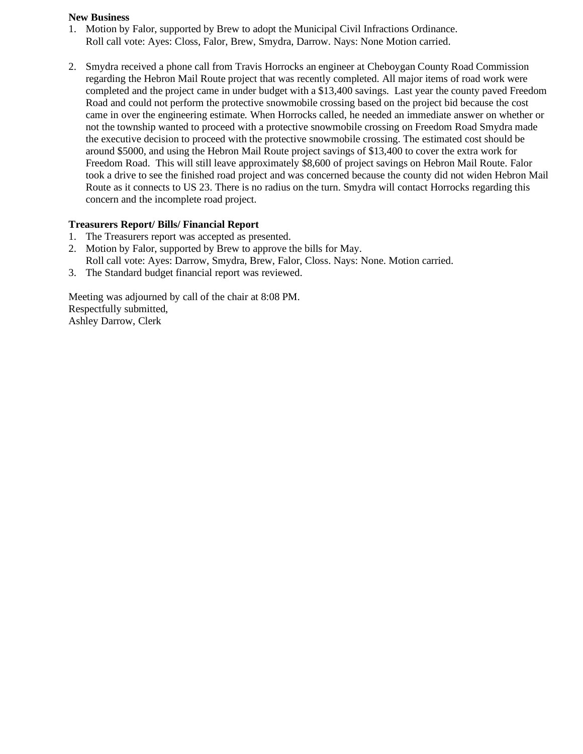**New Business**

1. Motion by Falor, supported by Brew to adopt the Municipal Civil Infractions Ordinance.
   Roll call vote: Ayes: Closs, Falor, Brew, Smydra, Darrow. Nays: None Motion carried.

2. Smydra received a phone call from Travis Horrocks an engineer at Cheboygan County Road Commission regarding the Hebron Mail Route project that was recently completed. All major items of road work were completed and the project came in under budget with a $13,400 savings. Last year the county paved Freedom Road and could not perform the protective snowmobile crossing based on the project bid because the cost came in over the engineering estimate. When Horrocks called, he needed an immediate answer on whether or not the township wanted to proceed with a protective snowmobile crossing on Freedom Road Smydra made the executive decision to proceed with the protective snowmobile crossing. The estimated cost should be around $5000, and using the Hebron Mail Route project savings of $13,400 to cover the extra work for Freedom Road. This will still leave approximately $8,600 of project savings on Hebron Mail Route. Falor took a drive to see the finished road project and was concerned because the county did not widen Hebron Mail Route as it connects to US 23. There is no radius on the turn. Smydra will contact Horrocks regarding this concern and the incomplete road project.

**Treasurers Report/ Bills/ Financial Report**

1. The Treasurers report was accepted as presented.
2. Motion by Falor, supported by Brew to approve the bills for May.
   Roll call vote: Ayes: Darrow, Smydra, Brew, Falor, Closs. Nays: None. Motion carried.
3. The Standard budget financial report was reviewed.

Meeting was adjourned by call of the chair at 8:08 PM.
Respectfully submitted,
Ashley Darrow, Clerk